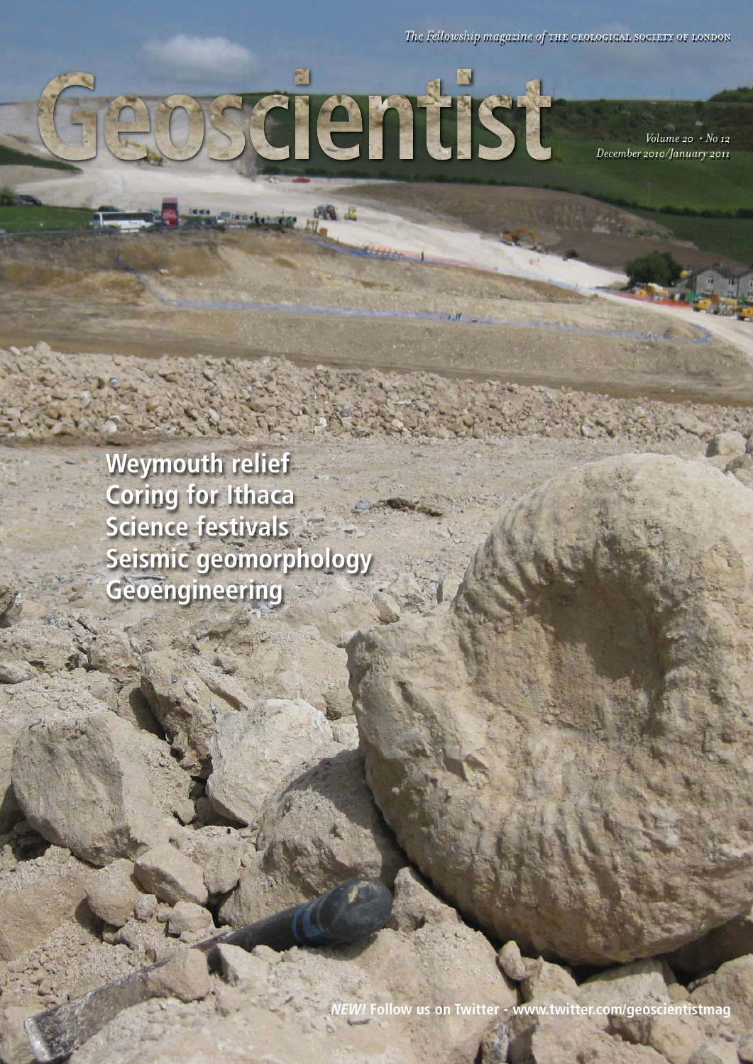*The Fellowship magazine of* THE GEOLOGICAL SOCIETY OF LONDON

# Geoscientist

*Volume 20 • No 12*
*December 2010/January 2011*

**Weymouth relief**
**Coring for Ithaca**
**Science festivals**
**Seismic geomorphology**
**Geoengineering**

***NEW!*** **Follow us on Twitter - www.twitter.com/geoscientistmag**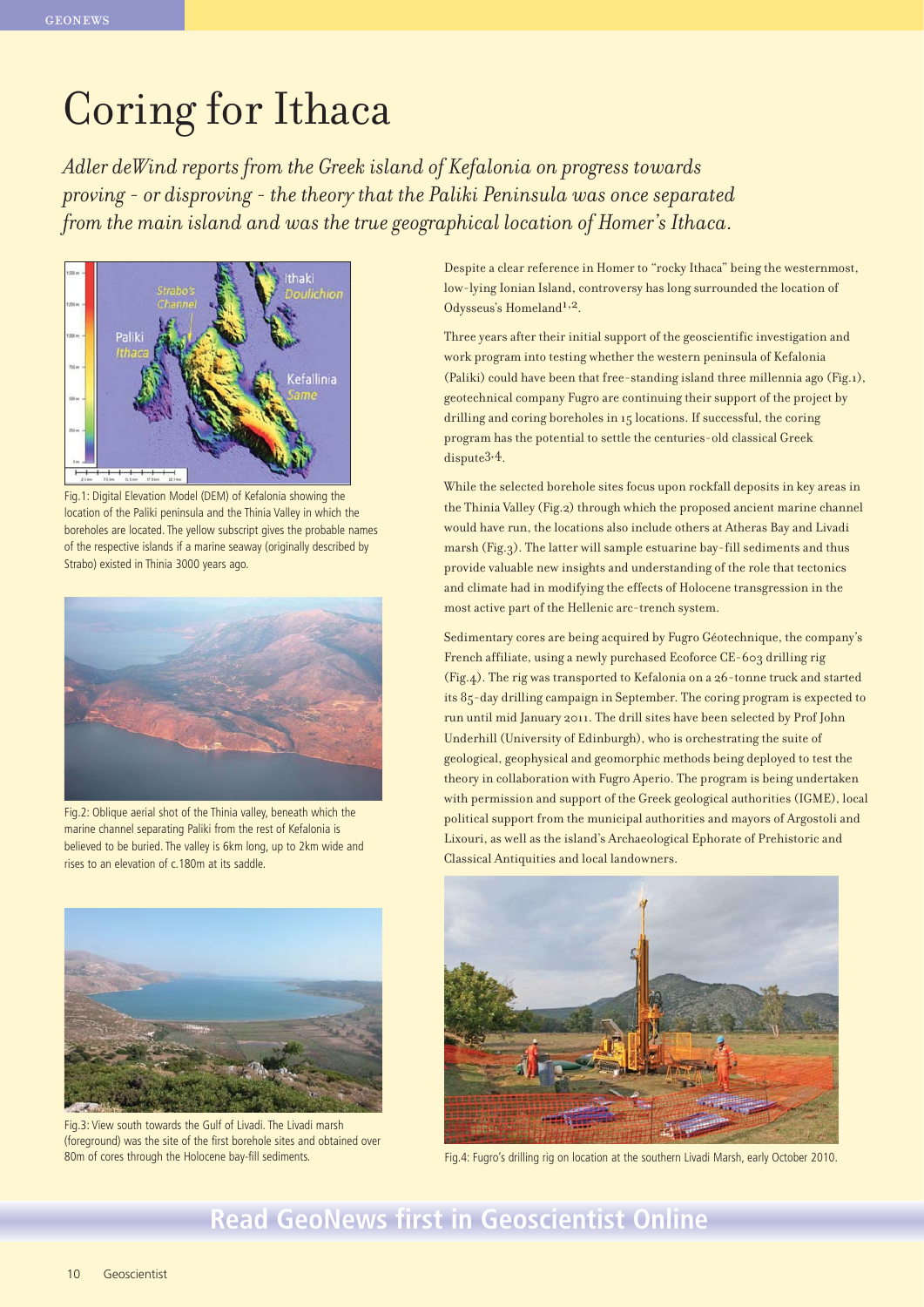# Coring for Ithaca

*Adler deWind reports from the Greek island of Kefalonia on progress towards proving - or disproving - the theory that the Paliki Peninsula was once separated from the main island and was the true geographical location of Homer's Ithaca.*

Fig.1: Digital Elevation Model (DEM) of Kefalonia showing the location of the Paliki peninsula and the Thinia Valley in which the boreholes are located. The yellow subscript gives the probable names of the respective islands if a marine seaway (originally described by Strabo) existed in Thinia 3000 years ago.

Fig.2: Oblique aerial shot of the Thinia valley, beneath which the marine channel separating Paliki from the rest of Kefalonia is believed to be buried. The valley is 6km long, up to 2km wide and rises to an elevation of c.180m at its saddle.

Fig.3: View south towards the Gulf of Livadi. The Livadi marsh (foreground) was the site of the first borehole sites and obtained over 80m of cores through the Holocene bay-fill sediments.

Despite a clear reference in Homer to "rocky Ithaca" being the westernmost, low-lying Ionian Island, controversy has long surrounded the location of Odysseus's Homeland[1,2].

Three years after their initial support of the geoscientific investigation and work program into testing whether the western peninsula of Kefalonia (Paliki) could have been that free-standing island three millennia ago (Fig.1), geotechnical company Fugro are continuing their support of the project by drilling and coring boreholes in 15 locations. If successful, the coring program has the potential to settle the centuries-old classical Greek dispute[3,4].

While the selected borehole sites focus upon rockfall deposits in key areas in the Thinia Valley (Fig.2) through which the proposed ancient marine channel would have run, the locations also include others at Atheras Bay and Livadi marsh (Fig.3). The latter will sample estuarine bay-fill sediments and thus provide valuable new insights and understanding of the role that tectonics and climate had in modifying the effects of Holocene transgression in the most active part of the Hellenic arc-trench system.

Sedimentary cores are being acquired by Fugro Géotechnique, the company's French affiliate, using a newly purchased Ecoforce CE-603 drilling rig (Fig.4). The rig was transported to Kefalonia on a 26-tonne truck and started its 85-day drilling campaign in September. The coring program is expected to run until mid January 2011. The drill sites have been selected by Prof John Underhill (University of Edinburgh), who is orchestrating the suite of geological, geophysical and geomorphic methods being deployed to test the theory in collaboration with Fugro Aperio. The program is being undertaken with permission and support of the Greek geological authorities (IGME), local political support from the municipal authorities and mayors of Argostoli and Lixouri, as well as the island's Archaeological Ephorate of Prehistoric and Classical Antiquities and local landowners.

Fig.4: Fugro's drilling rig on location at the southern Livadi Marsh, early October 2010.

**Read GeoNews first in Geoscientist Online**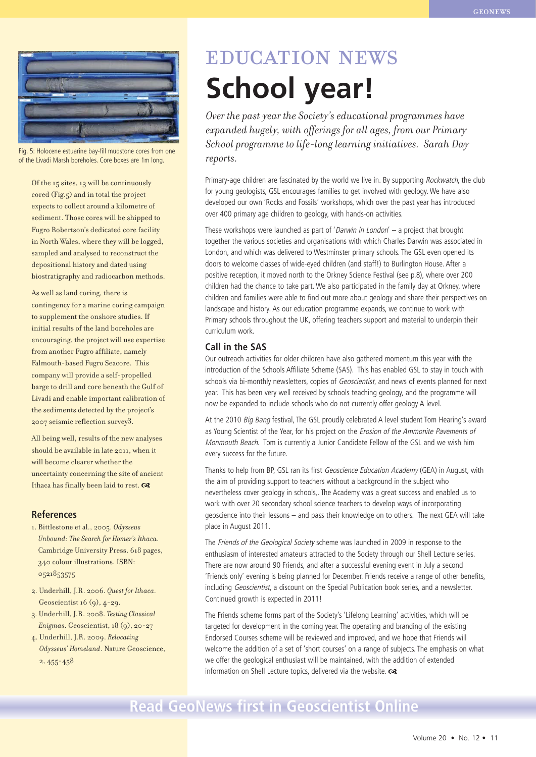Fig. 5: Holocene estuarine bay-fill mudstone cores from one of the Livadi Marsh boreholes. Core boxes are 1m long.

Of the 15 sites, 13 will be continuously cored (Fig.5) and in total the project expects to collect around a kilometre of sediment. Those cores will be shipped to Fugro Robertson's dedicated core facility in North Wales, where they will be logged, sampled and analysed to reconstruct the depositional history and dated using biostratigraphy and radiocarbon methods.

As well as land coring, there is contingency for a marine coring campaign to supplement the onshore studies. If initial results of the land boreholes are encouraging, the project will use expertise from another Fugro affiliate, namely Falmouth-based Fugro Seacore. This company will provide a self-propelled barge to drill and core beneath the Gulf of Livadi and enable important calibration of the sediments detected by the project's 2007 seismic reflection survey[3].

All being well, results of the new analyses should be available in late 2011, when it will become clearer whether the uncertainty concerning the site of ancient Ithaca has finally been laid to rest.

## References

1. Bittlestone et al., 2005. *Odysseus Unbound: The Search for Homer's Ithaca.* Cambridge University Press. 618 pages, 340 colour illustrations. ISBN: 0521853575
2. Underhill, J.R. 2006. *Quest for Ithaca.* Geoscientist 16 (9), 4-29.
3. Underhill, J.R. 2008. *Testing Classical Enigmas*. Geoscientist, 18 (9), 20-27
4. Underhill, J.R. 2009. *Relocating Odysseus' Homeland.* Nature Geoscience, 2, 455-458

# EDUCATION NEWS

# School year!

*Over the past year the Society's educational programmes have expanded hugely, with offerings for all ages, from our Primary School programme to life-long learning initiatives. Sarah Day reports.*

Primary-age children are fascinated by the world we live in. By supporting *Rockwatch*, the club for young geologists, GSL encourages families to get involved with geology. We have also developed our own 'Rocks and Fossils' workshops, which over the past year has introduced over 400 primary age children to geology, with hands-on activities.

These workshops were launched as part of '*Darwin in London*' – a project that brought together the various societies and organisations with which Charles Darwin was associated in London, and which was delivered to Westminster primary schools. The GSL even opened its doors to welcome classes of wide-eyed children (and staff!) to Burlington House. After a positive reception, it moved north to the Orkney Science Festival (see p.8), where over 200 children had the chance to take part. We also participated in the family day at Orkney, where children and families were able to find out more about geology and share their perspectives on landscape and history. As our education programme expands, we continue to work with Primary schools throughout the UK, offering teachers support and material to underpin their curriculum work.

### Call in the SAS

Our outreach activities for older children have also gathered momentum this year with the introduction of the Schools Affiliate Scheme (SAS). This has enabled GSL to stay in touch with schools via bi-monthly newsletters, copies of *Geoscientist*, and news of events planned for next year. This has been very well received by schools teaching geology, and the programme will now be expanded to include schools who do not currently offer geology A level.

At the 2010 *Big Bang* festival, The GSL proudly celebrated A level student Tom Hearing's award as Young Scientist of the Year, for his project on the *Erosion of the Ammonite Pavements of Monmouth Beach*. Tom is currently a Junior Candidate Fellow of the GSL and we wish him every success for the future.

Thanks to help from BP, GSL ran its first *Geoscience Education Academy* (GEA) in August, with the aim of providing support to teachers without a background in the subject who nevertheless cover geology in schools,. The Academy was a great success and enabled us to work with over 20 secondary school science teachers to develop ways of incorporating geoscience into their lessons – and pass their knowledge on to others. The next GEA will take place in August 2011.

The *Friends of the Geological Society* scheme was launched in 2009 in response to the enthusiasm of interested amateurs attracted to the Society through our Shell Lecture series. There are now around 90 Friends, and after a successful evening event in July a second 'Friends only' evening is being planned for December. Friends receive a range of other benefits, including *Geoscientist*, a discount on the Special Publication book series, and a newsletter. Continued growth is expected in 2011!

The Friends scheme forms part of the Society's 'Lifelong Learning' activities, which will be targeted for development in the coming year. The operating and branding of the existing Endorsed Courses scheme will be reviewed and improved, and we hope that Friends will welcome the addition of a set of 'short courses' on a range of subjects. The emphasis on what we offer the geological enthusiast will be maintained, with the addition of extended information on Shell Lecture topics, delivered via the website.

**Read GeoNews first in Geoscientist Online**